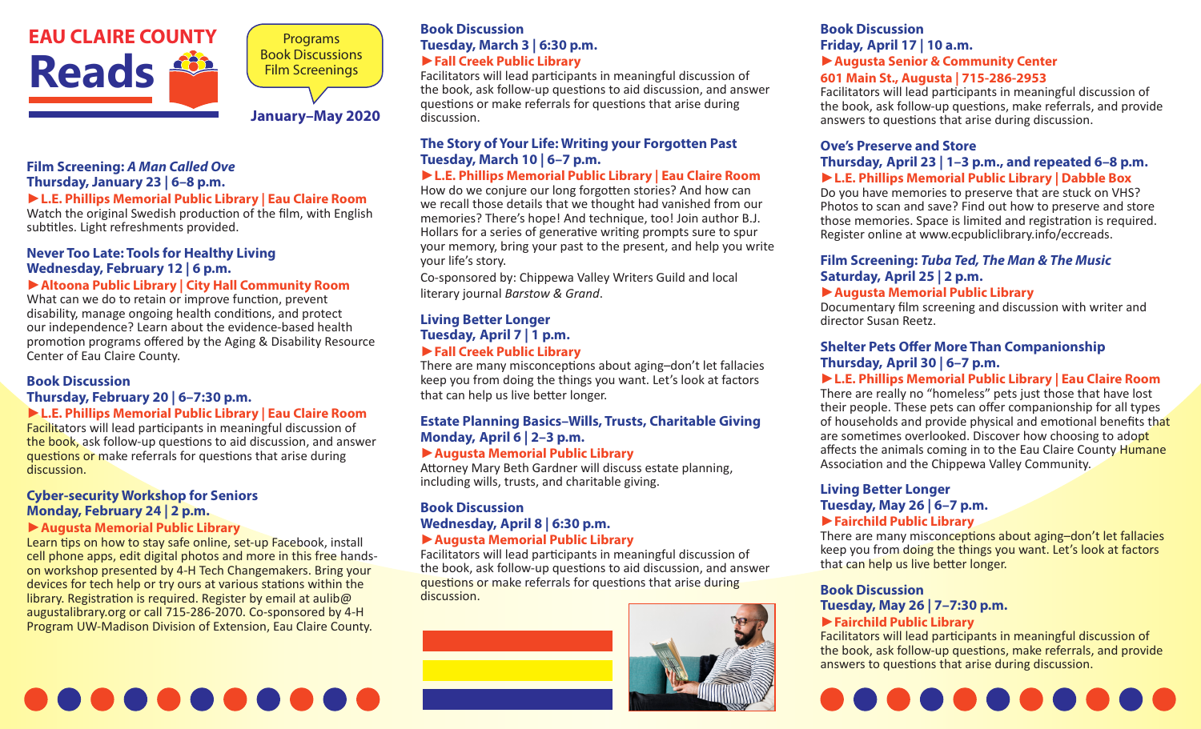# EAU CLAIRE COUNTY Reads

Programs
Book Discussions
Film Screenings

**January–May 2020**

### Film Screening: *A Man Called Ove*
**Thursday, January 23 | 6–8 p.m.**
**► L.E. Phillips Memorial Public Library | Eau Claire Room**

Watch the original Swedish production of the film, with English subtitles. Light refreshments provided.

### Never Too Late: Tools for Healthy Living
**Wednesday, February 12 | 6 p.m.**
**► Altoona Public Library | City Hall Community Room**

What can we do to retain or improve function, prevent disability, manage ongoing health conditions, and protect our independence? Learn about the evidence-based health promotion programs offered by the Aging & Disability Resource Center of Eau Claire County.

### Book Discussion
**Thursday, February 20 | 6–7:30 p.m.**
**► L.E. Phillips Memorial Public Library | Eau Claire Room**

Facilitators will lead participants in meaningful discussion of the book, ask follow-up questions to aid discussion, and answer questions or make referrals for questions that arise during discussion.

### Cyber-security Workshop for Seniors
**Monday, February 24 | 2 p.m.**
**► Augusta Memorial Public Library**

Learn tips on how to stay safe online, set-up Facebook, install cell phone apps, edit digital photos and more in this free hands-on workshop presented by 4-H Tech Changemakers. Bring your devices for tech help or try ours at various stations within the library. Registration is required. Register by email at aulib@augustalibrary.org or call 715-286-2070. Co-sponsored by 4-H Program UW-Madison Division of Extension, Eau Claire County.

### Book Discussion
**Tuesday, March 3 | 6:30 p.m.**
**► Fall Creek Public Library**

Facilitators will lead participants in meaningful discussion of the book, ask follow-up questions to aid discussion, and answer questions or make referrals for questions that arise during discussion.

### The Story of Your Life: Writing your Forgotten Past
**Tuesday, March 10 | 6–7 p.m.**
**► L.E. Phillips Memorial Public Library | Eau Claire Room**

How do we conjure our long forgotten stories? And how can we recall those details that we thought had vanished from our memories? There's hope! And technique, too! Join author B.J. Hollars for a series of generative writing prompts sure to spur your memory, bring your past to the present, and help you write your life's story.

Co-sponsored by: Chippewa Valley Writers Guild and local literary journal *Barstow & Grand*.

### Living Better Longer
**Tuesday, April 7 | 1 p.m.**
**► Fall Creek Public Library**

There are many misconceptions about aging–don't let fallacies keep you from doing the things you want. Let's look at factors that can help us live better longer.

### Estate Planning Basics–Wills, Trusts, Charitable Giving
**Monday, April 6 | 2–3 p.m.**
**► Augusta Memorial Public Library**

Attorney Mary Beth Gardner will discuss estate planning, including wills, trusts, and charitable giving.

### Book Discussion
**Wednesday, April 8 | 6:30 p.m.**
**► Augusta Memorial Public Library**

Facilitators will lead participants in meaningful discussion of the book, ask follow-up questions to aid discussion, and answer questions or make referrals for questions that arise during discussion.

### Book Discussion
**Friday, April 17 | 10 a.m.**
**► Augusta Senior & Community Center**
**601 Main St., Augusta | 715-286-2953**

Facilitators will lead participants in meaningful discussion of the book, ask follow-up questions, make referrals, and provide answers to questions that arise during discussion.

### Ove's Preserve and Store
**Thursday, April 23 | 1–3 p.m., and repeated 6–8 p.m.**
**► L.E. Phillips Memorial Public Library | Dabble Box**

Do you have memories to preserve that are stuck on VHS? Photos to scan and save? Find out how to preserve and store those memories. Space is limited and registration is required. Register online at www.ecpubliclibrary.info/eccreads.

### Film Screening: *Tuba Ted, The Man & The Music*
**Saturday, April 25 | 2 p.m.**
**► Augusta Memorial Public Library**

Documentary film screening and discussion with writer and director Susan Reetz.

### Shelter Pets Offer More Than Companionship
**Thursday, April 30 | 6–7 p.m.**
**► L.E. Phillips Memorial Public Library | Eau Claire Room**

There are really no "homeless" pets just those that have lost their people. These pets can offer companionship for all types of households and provide physical and emotional benefits that are sometimes overlooked. Discover how choosing to adopt affects the animals coming in to the Eau Claire County Humane Association and the Chippewa Valley Community.

### Living Better Longer
**Tuesday, May 26 | 6–7 p.m.**
**► Fairchild Public Library**

There are many misconceptions about aging–don't let fallacies keep you from doing the things you want. Let's look at factors that can help us live better longer.

### Book Discussion
**Tuesday, May 26 | 7–7:30 p.m.**
**► Fairchild Public Library**

Facilitators will lead participants in meaningful discussion of the book, ask follow-up questions, make referrals, and provide answers to questions that arise during discussion.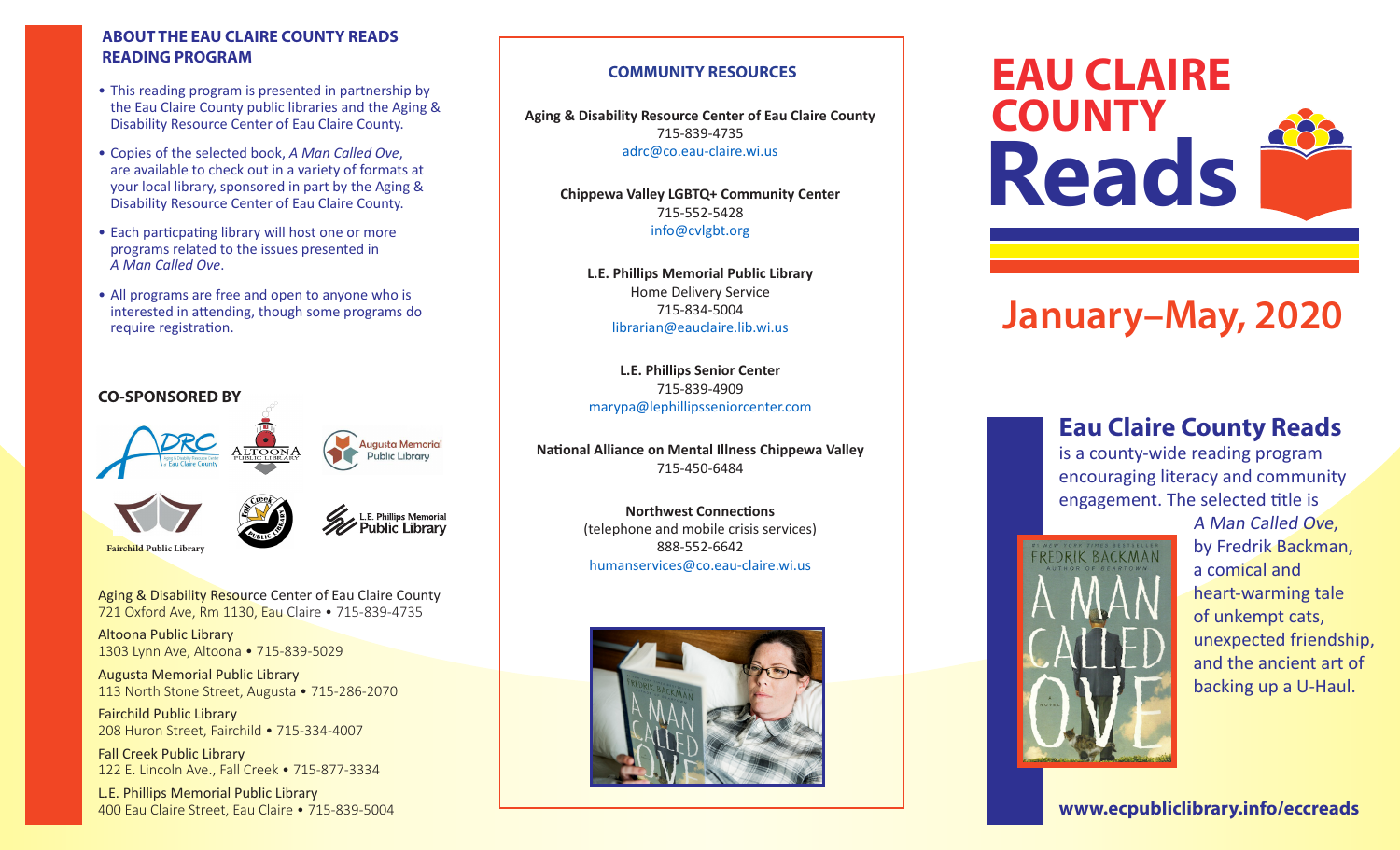## ABOUT THE EAU CLAIRE COUNTY READS READING PROGRAM

- This reading program is presented in partnership by the Eau Claire County public libraries and the Aging & Disability Resource Center of Eau Claire County.
- Copies of the selected book, *A Man Called Ove*, are available to check out in a variety of formats at your local library, sponsored in part by the Aging & Disability Resource Center of Eau Claire County.
- Each particpating library will host one or more programs related to the issues presented in *A Man Called Ove*.
- All programs are free and open to anyone who is interested in attending, though some programs do require registration.

## CO-SPONSORED BY

Aging & Disability Resource Center of Eau Claire County
721 Oxford Ave, Rm 1130, Eau Claire • 715-839-4735

Altoona Public Library
1303 Lynn Ave, Altoona • 715-839-5029

Augusta Memorial Public Library
113 North Stone Street, Augusta • 715-286-2070

Fairchild Public Library
208 Huron Street, Fairchild • 715-334-4007

Fall Creek Public Library
122 E. Lincoln Ave., Fall Creek • 715-877-3334

L.E. Phillips Memorial Public Library
400 Eau Claire Street, Eau Claire • 715-839-5004

## COMMUNITY RESOURCES

**Aging & Disability Resource Center of Eau Claire County**
715-839-4735
adrc@co.eau-claire.wi.us

**Chippewa Valley LGBTQ+ Community Center**
715-552-5428
info@cvlgbt.org

**L.E. Phillips Memorial Public Library**
Home Delivery Service
715-834-5004
librarian@eauclaire.lib.wi.us

**L.E. Phillips Senior Center**
715-839-4909
marypa@lephillipsseniorcenter.com

**National Alliance on Mental Illness Chippewa Valley**
715-450-6484

**Northwest Connections**
(telephone and mobile crisis services)
888-552-6642
humanservices@co.eau-claire.wi.us

# EAU CLAIRE COUNTY Reads

## January–May, 2020

### Eau Claire County Reads

is a county-wide reading program encouraging literacy and community engagement. The selected title is *A Man Called Ove*, by Fredrik Backman, a comical and heart-warming tale of unkempt cats, unexpected friendship, and the ancient art of backing up a U-Haul.

**www.ecpubliclibrary.info/eccreads**